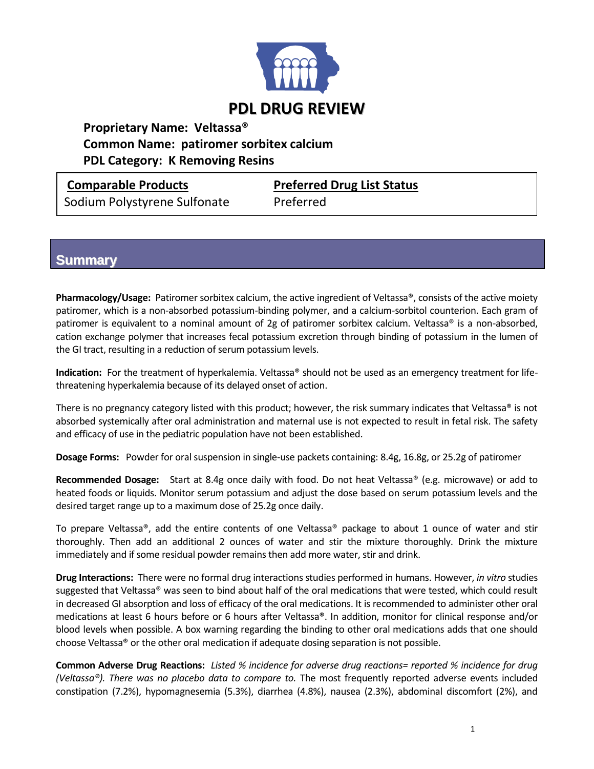# PDL DRUG REVIEW

**Proprietary Name: Veltassa®**
**Common Name: patiromer sorbitex calcium**
**PDL Category: K Removing Resins**

| Comparable Products | Preferred Drug List Status |
|---|---|
| Sodium Polystyrene Sulfonate | Preferred |

## Summary

**Pharmacology/Usage:** Patiromer sorbitex calcium, the active ingredient of Veltassa®, consists of the active moiety patiromer, which is a non-absorbed potassium-binding polymer, and a calcium-sorbitol counterion. Each gram of patiromer is equivalent to a nominal amount of 2g of patiromer sorbitex calcium. Veltassa® is a non-absorbed, cation exchange polymer that increases fecal potassium excretion through binding of potassium in the lumen of the GI tract, resulting in a reduction of serum potassium levels.

**Indication:** For the treatment of hyperkalemia. Veltassa® should not be used as an emergency treatment for life-threatening hyperkalemia because of its delayed onset of action.

There is no pregnancy category listed with this product; however, the risk summary indicates that Veltassa® is not absorbed systemically after oral administration and maternal use is not expected to result in fetal risk. The safety and efficacy of use in the pediatric population have not been established.

**Dosage Forms:** Powder for oral suspension in single-use packets containing: 8.4g, 16.8g, or 25.2g of patiromer

**Recommended Dosage:** Start at 8.4g once daily with food. Do not heat Veltassa® (e.g. microwave) or add to heated foods or liquids. Monitor serum potassium and adjust the dose based on serum potassium levels and the desired target range up to a maximum dose of 25.2g once daily.

To prepare Veltassa®, add the entire contents of one Veltassa® package to about 1 ounce of water and stir thoroughly. Then add an additional 2 ounces of water and stir the mixture thoroughly. Drink the mixture immediately and if some residual powder remains then add more water, stir and drink.

**Drug Interactions:** There were no formal drug interactions studies performed in humans. However, *in vitro* studies suggested that Veltassa® was seen to bind about half of the oral medications that were tested, which could result in decreased GI absorption and loss of efficacy of the oral medications. It is recommended to administer other oral medications at least 6 hours before or 6 hours after Veltassa®. In addition, monitor for clinical response and/or blood levels when possible. A box warning regarding the binding to other oral medications adds that one should choose Veltassa® or the other oral medication if adequate dosing separation is not possible.

**Common Adverse Drug Reactions:** *Listed % incidence for adverse drug reactions= reported % incidence for drug (Veltassa®). There was no placebo data to compare to.* The most frequently reported adverse events included constipation (7.2%), hypomagnesemia (5.3%), diarrhea (4.8%), nausea (2.3%), abdominal discomfort (2%), and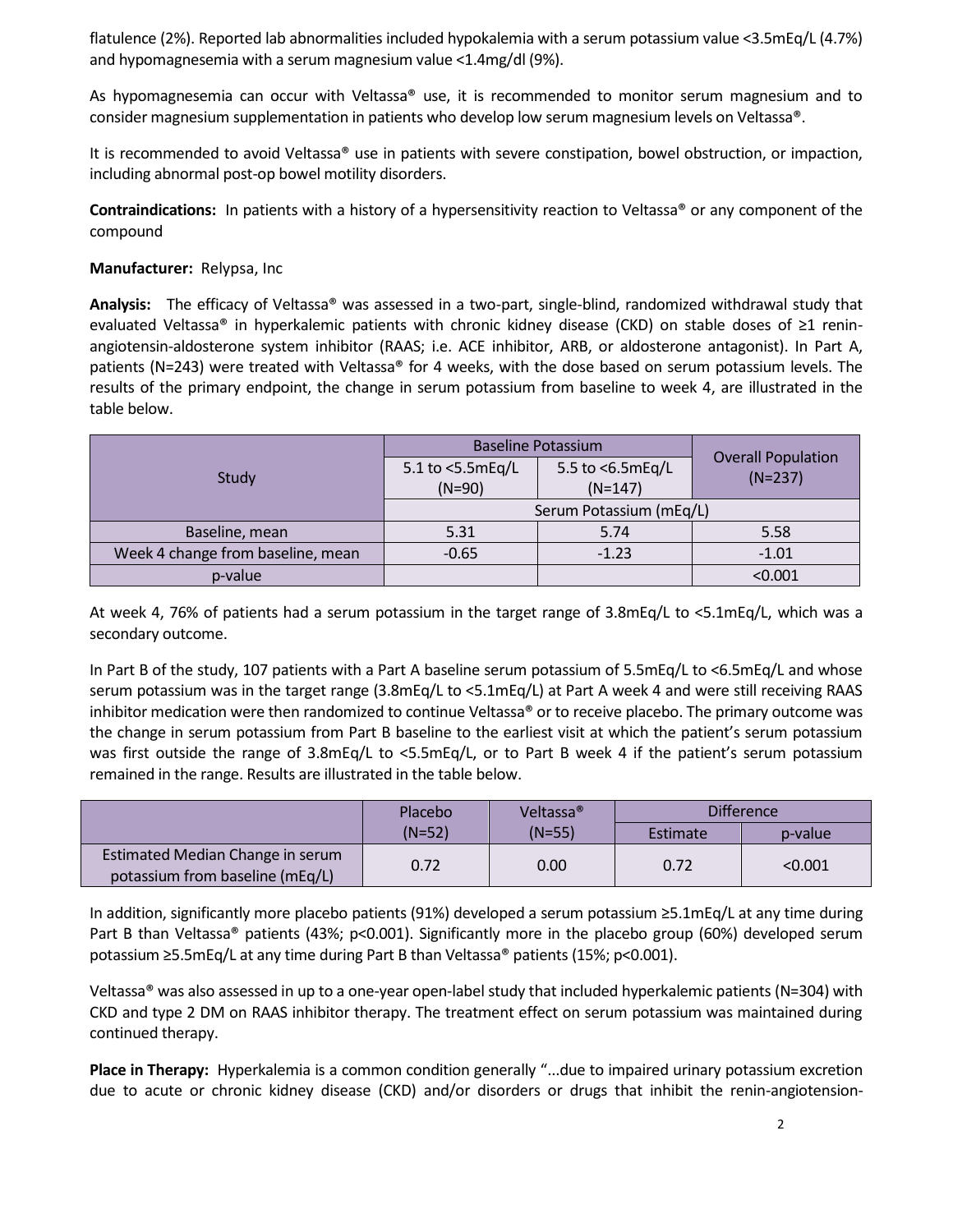flatulence (2%). Reported lab abnormalities included hypokalemia with a serum potassium value <3.5mEq/L (4.7%) and hypomagnesemia with a serum magnesium value <1.4mg/dl (9%).

As hypomagnesemia can occur with Veltassa® use, it is recommended to monitor serum magnesium and to consider magnesium supplementation in patients who develop low serum magnesium levels on Veltassa®.

It is recommended to avoid Veltassa® use in patients with severe constipation, bowel obstruction, or impaction, including abnormal post-op bowel motility disorders.

**Contraindications:** In patients with a history of a hypersensitivity reaction to Veltassa® or any component of the compound

**Manufacturer:** Relypsa, Inc

**Analysis:** The efficacy of Veltassa® was assessed in a two-part, single-blind, randomized withdrawal study that evaluated Veltassa® in hyperkalemic patients with chronic kidney disease (CKD) on stable doses of ≥1 renin-angiotensin-aldosterone system inhibitor (RAAS; i.e. ACE inhibitor, ARB, or aldosterone antagonist). In Part A, patients (N=243) were treated with Veltassa® for 4 weeks, with the dose based on serum potassium levels. The results of the primary endpoint, the change in serum potassium from baseline to week 4, are illustrated in the table below.

| Study | Baseline Potassium | | Overall Population (N=237) |
|---|---|---|---|
| | 5.1 to <5.5mEq/L (N=90) | 5.5 to <6.5mEq/L (N=147) | |
| | Serum Potassium (mEq/L) | | |
| Baseline, mean | 5.31 | 5.74 | 5.58 |
| Week 4 change from baseline, mean | -0.65 | -1.23 | -1.01 |
| p-value | | | <0.001 |

At week 4, 76% of patients had a serum potassium in the target range of 3.8mEq/L to <5.1mEq/L, which was a secondary outcome.

In Part B of the study, 107 patients with a Part A baseline serum potassium of 5.5mEq/L to <6.5mEq/L and whose serum potassium was in the target range (3.8mEq/L to <5.1mEq/L) at Part A week 4 and were still receiving RAAS inhibitor medication were then randomized to continue Veltassa® or to receive placebo. The primary outcome was the change in serum potassium from Part B baseline to the earliest visit at which the patient's serum potassium was first outside the range of 3.8mEq/L to <5.5mEq/L, or to Part B week 4 if the patient's serum potassium remained in the range. Results are illustrated in the table below.

| | Placebo (N=52) | Veltassa® (N=55) | Difference | |
|---|---|---|---|---|
| | | | Estimate | p-value |
| Estimated Median Change in serum potassium from baseline (mEq/L) | 0.72 | 0.00 | 0.72 | <0.001 |

In addition, significantly more placebo patients (91%) developed a serum potassium ≥5.1mEq/L at any time during Part B than Veltassa® patients (43%; p<0.001). Significantly more in the placebo group (60%) developed serum potassium ≥5.5mEq/L at any time during Part B than Veltassa® patients (15%; p<0.001).

Veltassa® was also assessed in up to a one-year open-label study that included hyperkalemic patients (N=304) with CKD and type 2 DM on RAAS inhibitor therapy. The treatment effect on serum potassium was maintained during continued therapy.

**Place in Therapy:** Hyperkalemia is a common condition generally "...due to impaired urinary potassium excretion due to acute or chronic kidney disease (CKD) and/or disorders or drugs that inhibit the renin-angiotension-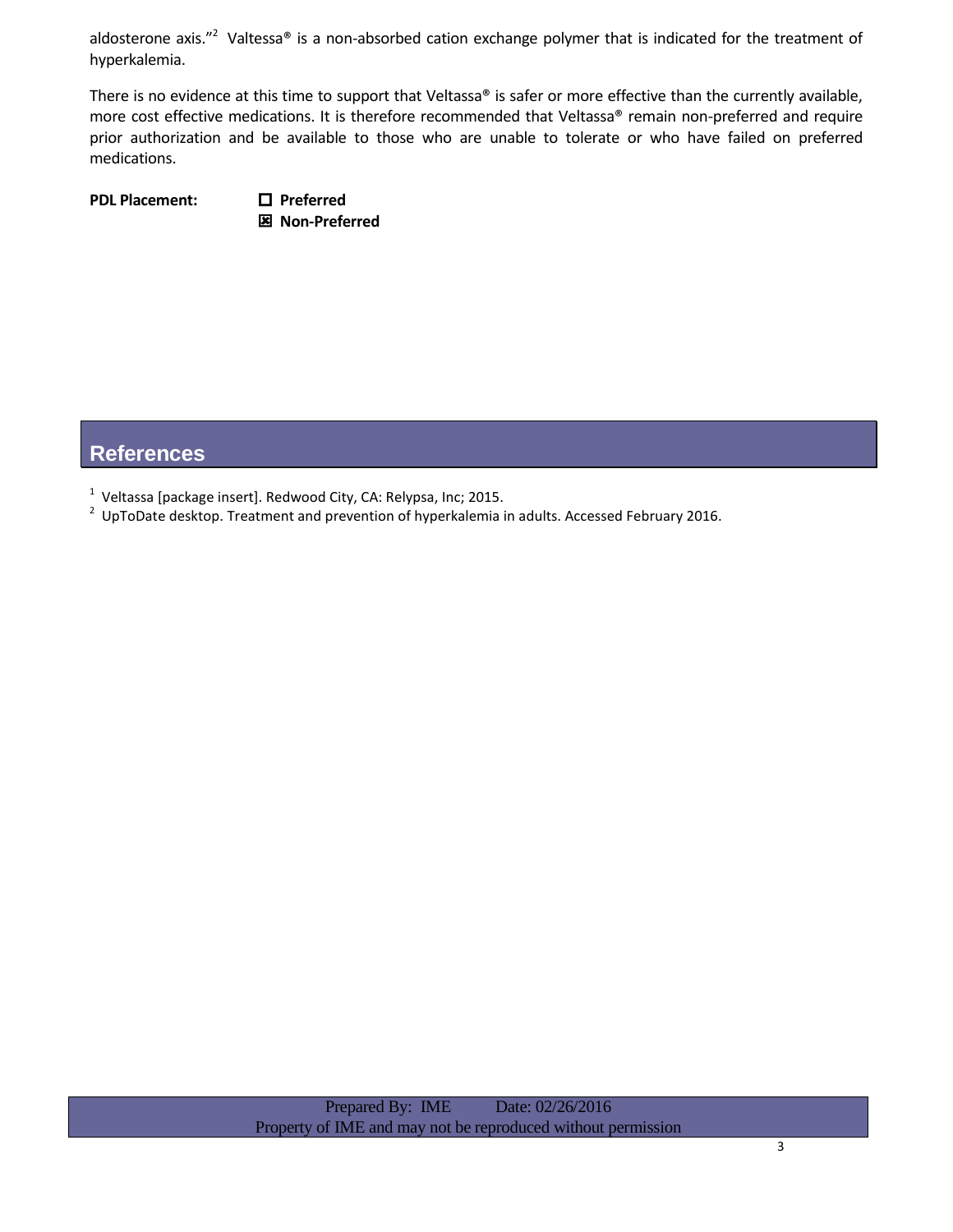aldosterone axis."[2] Valtessa® is a non-absorbed cation exchange polymer that is indicated for the treatment of hyperkalemia.

There is no evidence at this time to support that Veltassa® is safer or more effective than the currently available, more cost effective medications. It is therefore recommended that Veltassa® remain non-preferred and require prior authorization and be available to those who are unable to tolerate or who have failed on preferred medications.

**PDL Placement:** ☐ **Preferred**
☒ **Non-Preferred**

## References

[1] Veltassa [package insert]. Redwood City, CA: Relypsa, Inc; 2015.
[2] UpToDate desktop. Treatment and prevention of hyperkalemia in adults. Accessed February 2016.

Prepared By: IME Date: 02/26/2016
Property of IME and may not be reproduced without permission